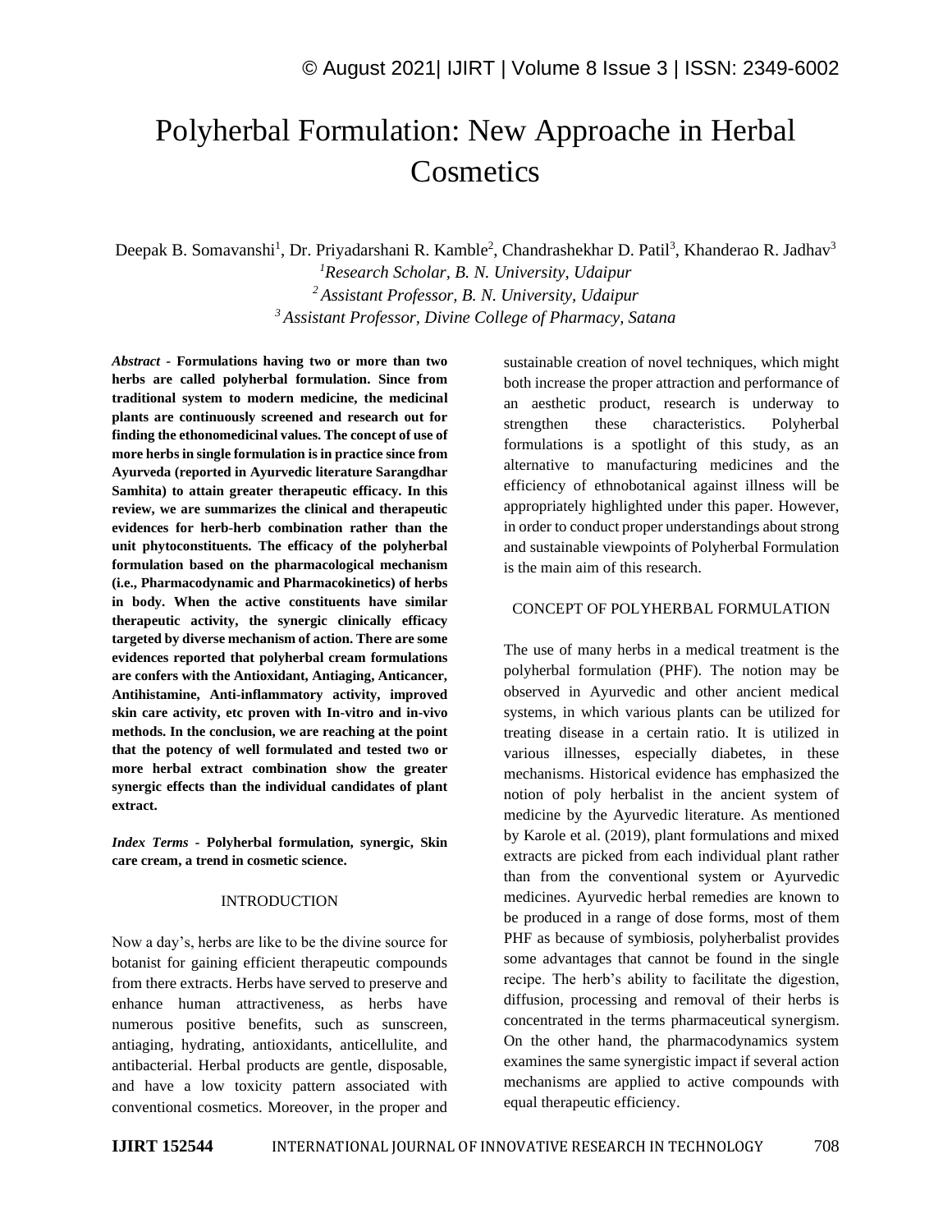# Polyherbal Formulation: New Approache in Herbal Cosmetics

Deepak B. Somavanshi[1], Dr. Priyadarshani R. Kamble[2], Chandrashekhar D. Patil[3], Khanderao R. Jadhav[3]

[1] *Research Scholar, B. N. University, Udaipur*
[2] *Assistant Professor, B. N. University, Udaipur*
[3] *Assistant Professor, Divine College of Pharmacy, Satana*

***Abstract* - Formulations having two or more than two herbs are called polyherbal formulation. Since from traditional system to modern medicine, the medicinal plants are continuously screened and research out for finding the ethonomedicinal values. The concept of use of more herbs in single formulation is in practice since from Ayurveda (reported in Ayurvedic literature Sarangdhar Samhita) to attain greater therapeutic efficacy. In this review, we are summarizes the clinical and therapeutic evidences for herb-herb combination rather than the unit phytoconstituents. The efficacy of the polyherbal formulation based on the pharmacological mechanism (i.e., Pharmacodynamic and Pharmacokinetics) of herbs in body. When the active constituents have similar therapeutic activity, the synergic clinically efficacy targeted by diverse mechanism of action. There are some evidences reported that polyherbal cream formulations are confers with the Antioxidant, Antiaging, Anticancer, Antihistamine, Anti-inflammatory activity, improved skin care activity, etc proven with In-vitro and in-vivo methods. In the conclusion, we are reaching at the point that the potency of well formulated and tested two or more herbal extract combination show the greater synergic effects than the individual candidates of plant extract.**

***Index Terms* - Polyherbal formulation, synergic, Skin care cream, a trend in cosmetic science.**

## INTRODUCTION

Now a day's, herbs are like to be the divine source for botanist for gaining efficient therapeutic compounds from there extracts. Herbs have served to preserve and enhance human attractiveness, as herbs have numerous positive benefits, such as sunscreen, antiaging, hydrating, antioxidants, anticellulite, and antibacterial. Herbal products are gentle, disposable, and have a low toxicity pattern associated with conventional cosmetics. Moreover, in the proper and sustainable creation of novel techniques, which might both increase the proper attraction and performance of an aesthetic product, research is underway to strengthen these characteristics. Polyherbal formulations is a spotlight of this study, as an alternative to manufacturing medicines and the efficiency of ethnobotanical against illness will be appropriately highlighted under this paper. However, in order to conduct proper understandings about strong and sustainable viewpoints of Polyherbal Formulation is the main aim of this research.

## CONCEPT OF POLYHERBAL FORMULATION

The use of many herbs in a medical treatment is the polyherbal formulation (PHF). The notion may be observed in Ayurvedic and other ancient medical systems, in which various plants can be utilized for treating disease in a certain ratio. It is utilized in various illnesses, especially diabetes, in these mechanisms. Historical evidence has emphasized the notion of poly herbalist in the ancient system of medicine by the Ayurvedic literature. As mentioned by Karole et al. (2019), plant formulations and mixed extracts are picked from each individual plant rather than from the conventional system or Ayurvedic medicines. Ayurvedic herbal remedies are known to be produced in a range of dose forms, most of them PHF as because of symbiosis, polyherbalist provides some advantages that cannot be found in the single recipe. The herb's ability to facilitate the digestion, diffusion, processing and removal of their herbs is concentrated in the terms pharmaceutical synergism. On the other hand, the pharmacodynamics system examines the same synergistic impact if several action mechanisms are applied to active compounds with equal therapeutic efficiency.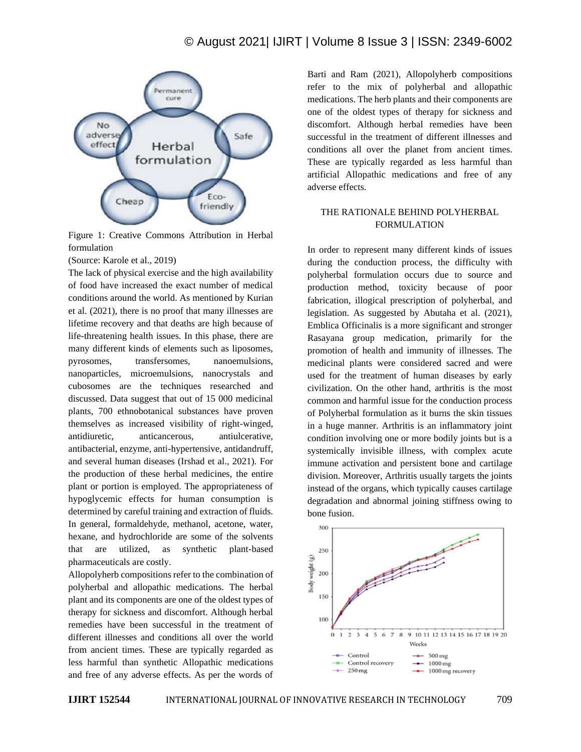Figure 1: Creative Commons Attribution in Herbal formulation

(Source: Karole et al., 2019)

The lack of physical exercise and the high availability of food have increased the exact number of medical conditions around the world. As mentioned by Kurian et al. (2021), there is no proof that many illnesses are lifetime recovery and that deaths are high because of life-threatening health issues. In this phase, there are many different kinds of elements such as liposomes, pyrosomes, transfersomes, nanoemulsions, nanoparticles, microemulsions, nanocrystals and cubosomes are the techniques researched and discussed. Data suggest that out of 15 000 medicinal plants, 700 ethnobotanical substances have proven themselves as increased visibility of right-winged, antidiuretic, anticancerous, antiulcerative, antibacterial, enzyme, anti-hypertensive, antidandruff, and several human diseases (Irshad et al., 2021). For the production of these herbal medicines, the entire plant or portion is employed. The appropriateness of hypoglycemic effects for human consumption is determined by careful training and extraction of fluids. In general, formaldehyde, methanol, acetone, water, hexane, and hydrochloride are some of the solvents that are utilized, as synthetic plant-based pharmaceuticals are costly.

Allopolyherb compositions refer to the combination of polyherbal and allopathic medications. The herbal plant and its components are one of the oldest types of therapy for sickness and discomfort. Although herbal remedies have been successful in the treatment of different illnesses and conditions all over the world from ancient times. These are typically regarded as less harmful than synthetic Allopathic medications and free of any adverse effects. As per the words of Barti and Ram (2021), Allopolyherb compositions refer to the mix of polyherbal and allopathic medications. The herb plants and their components are one of the oldest types of therapy for sickness and discomfort. Although herbal remedies have been successful in the treatment of different illnesses and conditions all over the planet from ancient times. These are typically regarded as less harmful than artificial Allopathic medications and free of any adverse effects.

## THE RATIONALE BEHIND POLYHERBAL FORMULATION

In order to represent many different kinds of issues during the conduction process, the difficulty with polyherbal formulation occurs due to source and production method, toxicity because of poor fabrication, illogical prescription of polyherbal, and legislation. As suggested by Abutaha et al. (2021), Emblica Officinalis is a more significant and stronger Rasayana group medication, primarily for the promotion of health and immunity of illnesses. The medicinal plants were considered sacred and were used for the treatment of human diseases by early civilization. On the other hand, arthritis is the most common and harmful issue for the conduction process of Polyherbal formulation as it burns the skin tissues in a huge manner. Arthritis is an inflammatory joint condition involving one or more bodily joints but is a systemically invisible illness, with complex acute immune activation and persistent bone and cartilage division. Moreover, Arthritis usually targets the joints instead of the organs, which typically causes cartilage degradation and abnormal joining stiffness owing to bone fusion.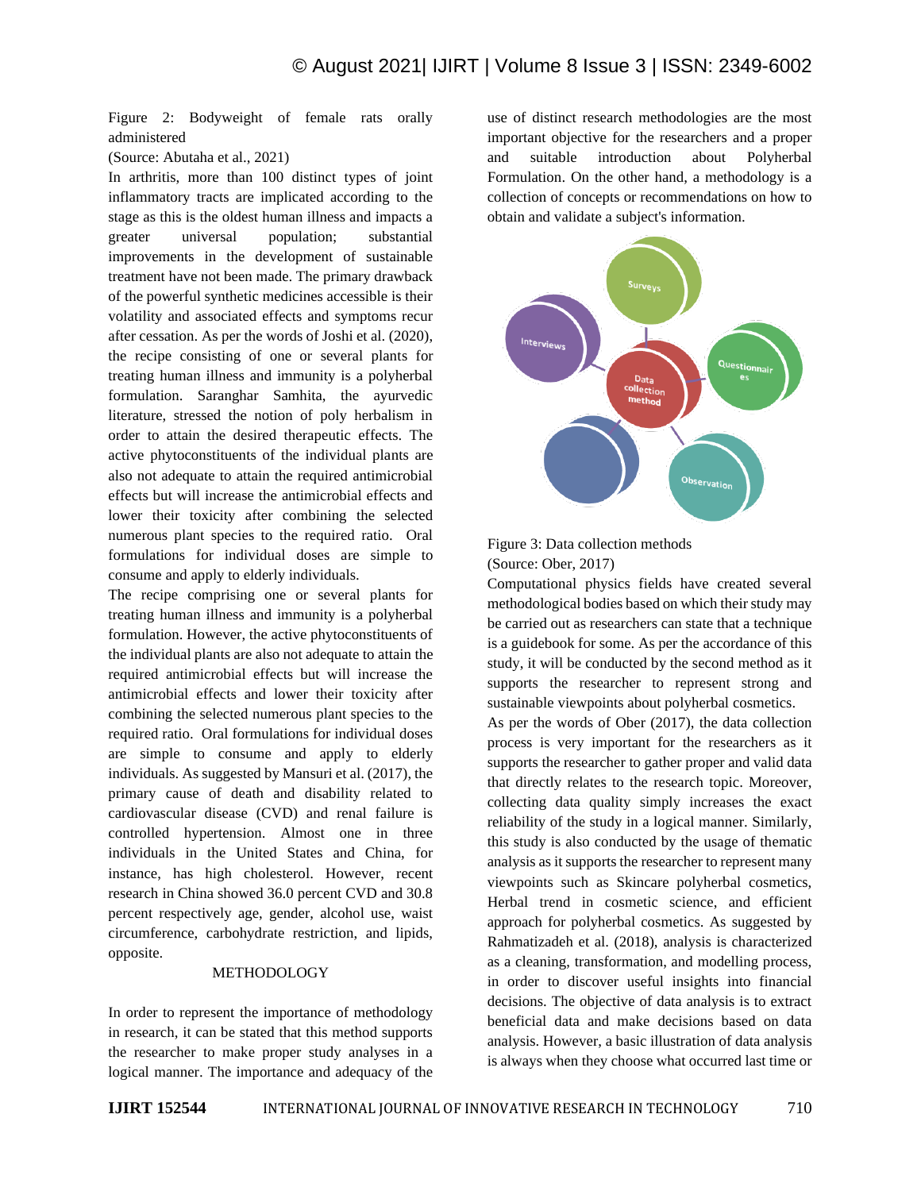Figure 2: Bodyweight of female rats orally administered

(Source: Abutaha et al., 2021)

In arthritis, more than 100 distinct types of joint inflammatory tracts are implicated according to the stage as this is the oldest human illness and impacts a greater universal population; substantial improvements in the development of sustainable treatment have not been made. The primary drawback of the powerful synthetic medicines accessible is their volatility and associated effects and symptoms recur after cessation. As per the words of Joshi et al. (2020), the recipe consisting of one or several plants for treating human illness and immunity is a polyherbal formulation. Saranghar Samhita, the ayurvedic literature, stressed the notion of poly herbalism in order to attain the desired therapeutic effects. The active phytoconstituents of the individual plants are also not adequate to attain the required antimicrobial effects but will increase the antimicrobial effects and lower their toxicity after combining the selected numerous plant species to the required ratio. Oral formulations for individual doses are simple to consume and apply to elderly individuals.

The recipe comprising one or several plants for treating human illness and immunity is a polyherbal formulation. However, the active phytoconstituents of the individual plants are also not adequate to attain the required antimicrobial effects but will increase the antimicrobial effects and lower their toxicity after combining the selected numerous plant species to the required ratio. Oral formulations for individual doses are simple to consume and apply to elderly individuals. As suggested by Mansuri et al. (2017), the primary cause of death and disability related to cardiovascular disease (CVD) and renal failure is controlled hypertension. Almost one in three individuals in the United States and China, for instance, has high cholesterol. However, recent research in China showed 36.0 percent CVD and 30.8 percent respectively age, gender, alcohol use, waist circumference, carbohydrate restriction, and lipids, opposite.

## METHODOLOGY

In order to represent the importance of methodology in research, it can be stated that this method supports the researcher to make proper study analyses in a logical manner. The importance and adequacy of the use of distinct research methodologies are the most important objective for the researchers and a proper and suitable introduction about Polyherbal Formulation. On the other hand, a methodology is a collection of concepts or recommendations on how to obtain and validate a subject's information.

Figure 3: Data collection methods

(Source: Ober, 2017)

Computational physics fields have created several methodological bodies based on which their study may be carried out as researchers can state that a technique is a guidebook for some. As per the accordance of this study, it will be conducted by the second method as it supports the researcher to represent strong and sustainable viewpoints about polyherbal cosmetics.

As per the words of Ober (2017), the data collection process is very important for the researchers as it supports the researcher to gather proper and valid data that directly relates to the research topic. Moreover, collecting data quality simply increases the exact reliability of the study in a logical manner. Similarly, this study is also conducted by the usage of thematic analysis as it supports the researcher to represent many viewpoints such as Skincare polyherbal cosmetics, Herbal trend in cosmetic science, and efficient approach for polyherbal cosmetics. As suggested by Rahmatizadeh et al. (2018), analysis is characterized as a cleaning, transformation, and modelling process, in order to discover useful insights into financial decisions. The objective of data analysis is to extract beneficial data and make decisions based on data analysis. However, a basic illustration of data analysis is always when they choose what occurred last time or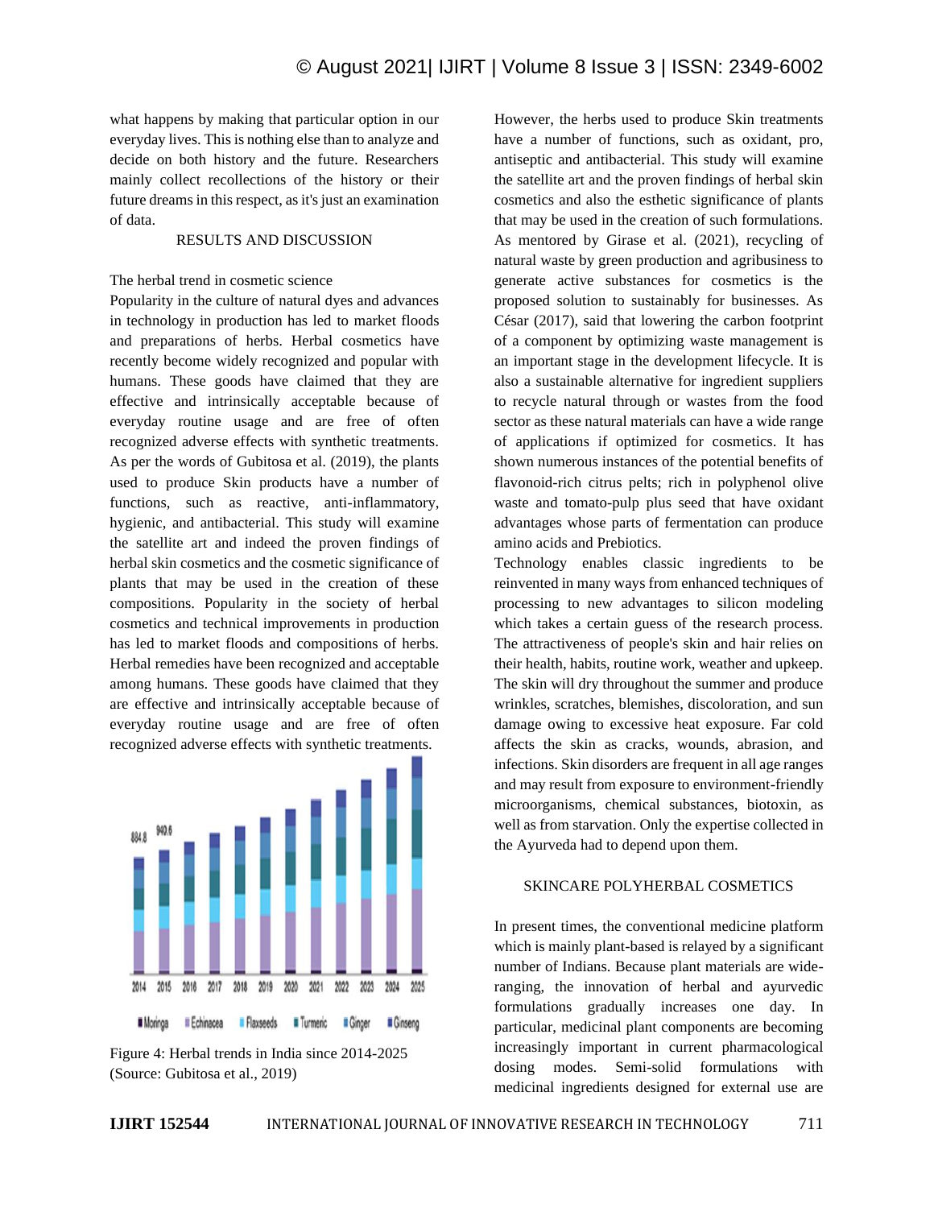what happens by making that particular option in our everyday lives. This is nothing else than to analyze and decide on both history and the future. Researchers mainly collect recollections of the history or their future dreams in this respect, as it's just an examination of data.

## RESULTS AND DISCUSSION

### The herbal trend in cosmetic science

Popularity in the culture of natural dyes and advances in technology in production has led to market floods and preparations of herbs. Herbal cosmetics have recently become widely recognized and popular with humans. These goods have claimed that they are effective and intrinsically acceptable because of everyday routine usage and are free of often recognized adverse effects with synthetic treatments. As per the words of Gubitosa et al. (2019), the plants used to produce Skin products have a number of functions, such as reactive, anti-inflammatory, hygienic, and antibacterial. This study will examine the satellite art and indeed the proven findings of herbal skin cosmetics and the cosmetic significance of plants that may be used in the creation of these compositions. Popularity in the society of herbal cosmetics and technical improvements in production has led to market floods and compositions of herbs. Herbal remedies have been recognized and acceptable among humans. These goods have claimed that they are effective and intrinsically acceptable because of everyday routine usage and are free of often recognized adverse effects with synthetic treatments.

Figure 4: Herbal trends in India since 2014-2025 (Source: Gubitosa et al., 2019)

However, the herbs used to produce Skin treatments have a number of functions, such as oxidant, pro, antiseptic and antibacterial. This study will examine the satellite art and the proven findings of herbal skin cosmetics and also the esthetic significance of plants that may be used in the creation of such formulations. As mentored by Girase et al. (2021), recycling of natural waste by green production and agribusiness to generate active substances for cosmetics is the proposed solution to sustainably for businesses. As César (2017), said that lowering the carbon footprint of a component by optimizing waste management is an important stage in the development lifecycle. It is also a sustainable alternative for ingredient suppliers to recycle natural through or wastes from the food sector as these natural materials can have a wide range of applications if optimized for cosmetics. It has shown numerous instances of the potential benefits of flavonoid-rich citrus pelts; rich in polyphenol olive waste and tomato-pulp plus seed that have oxidant advantages whose parts of fermentation can produce amino acids and Prebiotics.

Technology enables classic ingredients to be reinvented in many ways from enhanced techniques of processing to new advantages to silicon modeling which takes a certain guess of the research process. The attractiveness of people's skin and hair relies on their health, habits, routine work, weather and upkeep. The skin will dry throughout the summer and produce wrinkles, scratches, blemishes, discoloration, and sun damage owing to excessive heat exposure. Far cold affects the skin as cracks, wounds, abrasion, and infections. Skin disorders are frequent in all age ranges and may result from exposure to environment-friendly microorganisms, chemical substances, biotoxin, as well as from starvation. Only the expertise collected in the Ayurveda had to depend upon them.

## SKINCARE POLYHERBAL COSMETICS

In present times, the conventional medicine platform which is mainly plant-based is relayed by a significant number of Indians. Because plant materials are wide-ranging, the innovation of herbal and ayurvedic formulations gradually increases one day. In particular, medicinal plant components are becoming increasingly important in current pharmacological dosing modes. Semi-solid formulations with medicinal ingredients designed for external use are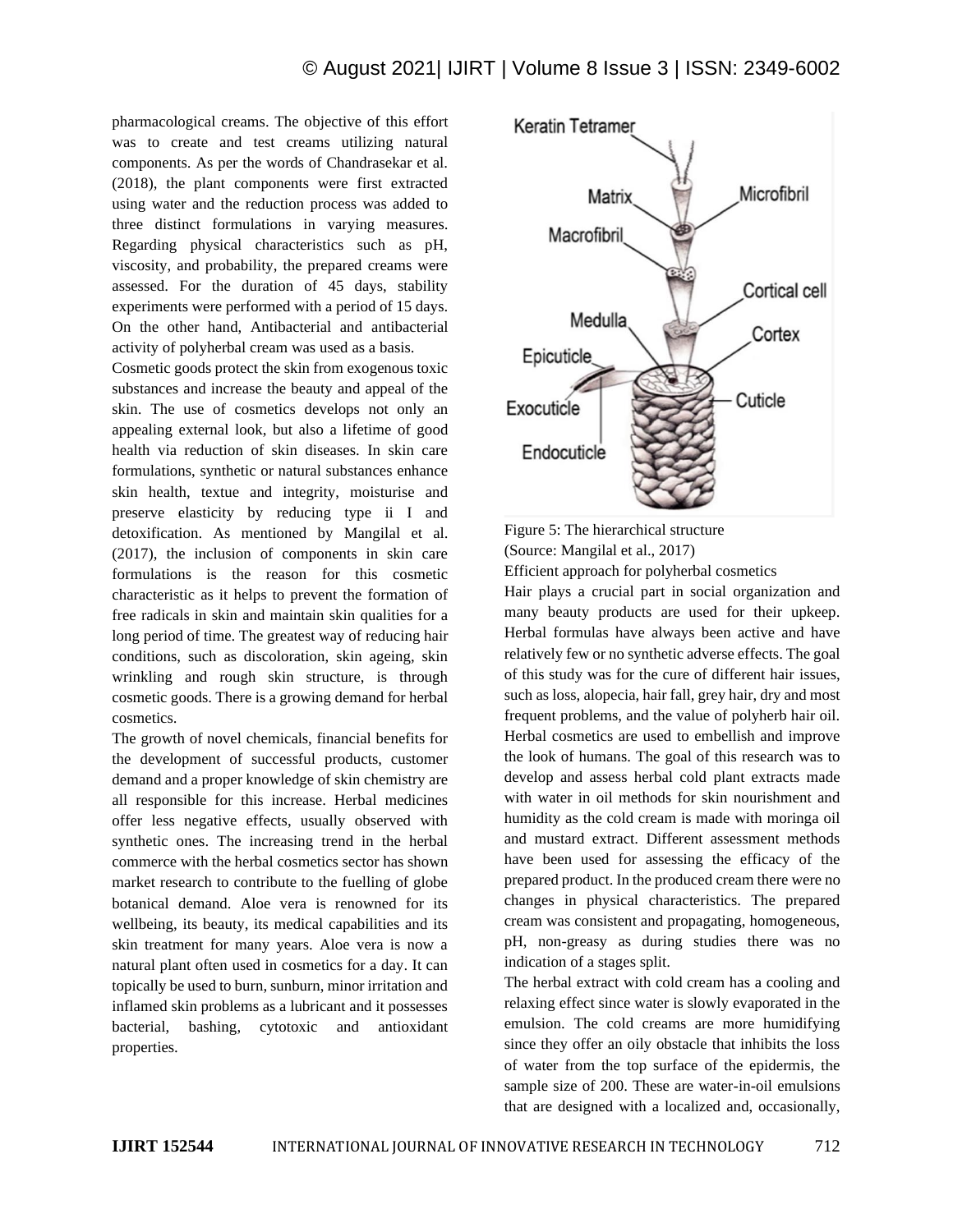pharmacological creams. The objective of this effort was to create and test creams utilizing natural components. As per the words of Chandrasekar et al. (2018), the plant components were first extracted using water and the reduction process was added to three distinct formulations in varying measures. Regarding physical characteristics such as pH, viscosity, and probability, the prepared creams were assessed. For the duration of 45 days, stability experiments were performed with a period of 15 days. On the other hand, Antibacterial and antibacterial activity of polyherbal cream was used as a basis.

Cosmetic goods protect the skin from exogenous toxic substances and increase the beauty and appeal of the skin. The use of cosmetics develops not only an appealing external look, but also a lifetime of good health via reduction of skin diseases. In skin care formulations, synthetic or natural substances enhance skin health, textue and integrity, moisturise and preserve elasticity by reducing type ii I and detoxification. As mentioned by Mangilal et al. (2017), the inclusion of components in skin care formulations is the reason for this cosmetic characteristic as it helps to prevent the formation of free radicals in skin and maintain skin qualities for a long period of time. The greatest way of reducing hair conditions, such as discoloration, skin ageing, skin wrinkling and rough skin structure, is through cosmetic goods. There is a growing demand for herbal cosmetics.

The growth of novel chemicals, financial benefits for the development of successful products, customer demand and a proper knowledge of skin chemistry are all responsible for this increase. Herbal medicines offer less negative effects, usually observed with synthetic ones. The increasing trend in the herbal commerce with the herbal cosmetics sector has shown market research to contribute to the fuelling of globe botanical demand. Aloe vera is renowned for its wellbeing, its beauty, its medical capabilities and its skin treatment for many years. Aloe vera is now a natural plant often used in cosmetics for a day. It can topically be used to burn, sunburn, minor irritation and inflamed skin problems as a lubricant and it possesses bacterial, bashing, cytotoxic and antioxidant properties.

Figure 5: The hierarchical structure
(Source: Mangilal et al., 2017)

Efficient approach for polyherbal cosmetics

Hair plays a crucial part in social organization and many beauty products are used for their upkeep. Herbal formulas have always been active and have relatively few or no synthetic adverse effects. The goal of this study was for the cure of different hair issues, such as loss, alopecia, hair fall, grey hair, dry and most frequent problems, and the value of polyherb hair oil. Herbal cosmetics are used to embellish and improve the look of humans. The goal of this research was to develop and assess herbal cold plant extracts made with water in oil methods for skin nourishment and humidity as the cold cream is made with moringa oil and mustard extract. Different assessment methods have been used for assessing the efficacy of the prepared product. In the produced cream there were no changes in physical characteristics. The prepared cream was consistent and propagating, homogeneous, pH, non-greasy as during studies there was no indication of a stages split.

The herbal extract with cold cream has a cooling and relaxing effect since water is slowly evaporated in the emulsion. The cold creams are more humidifying since they offer an oily obstacle that inhibits the loss of water from the top surface of the epidermis, the sample size of 200. These are water-in-oil emulsions that are designed with a localized and, occasionally,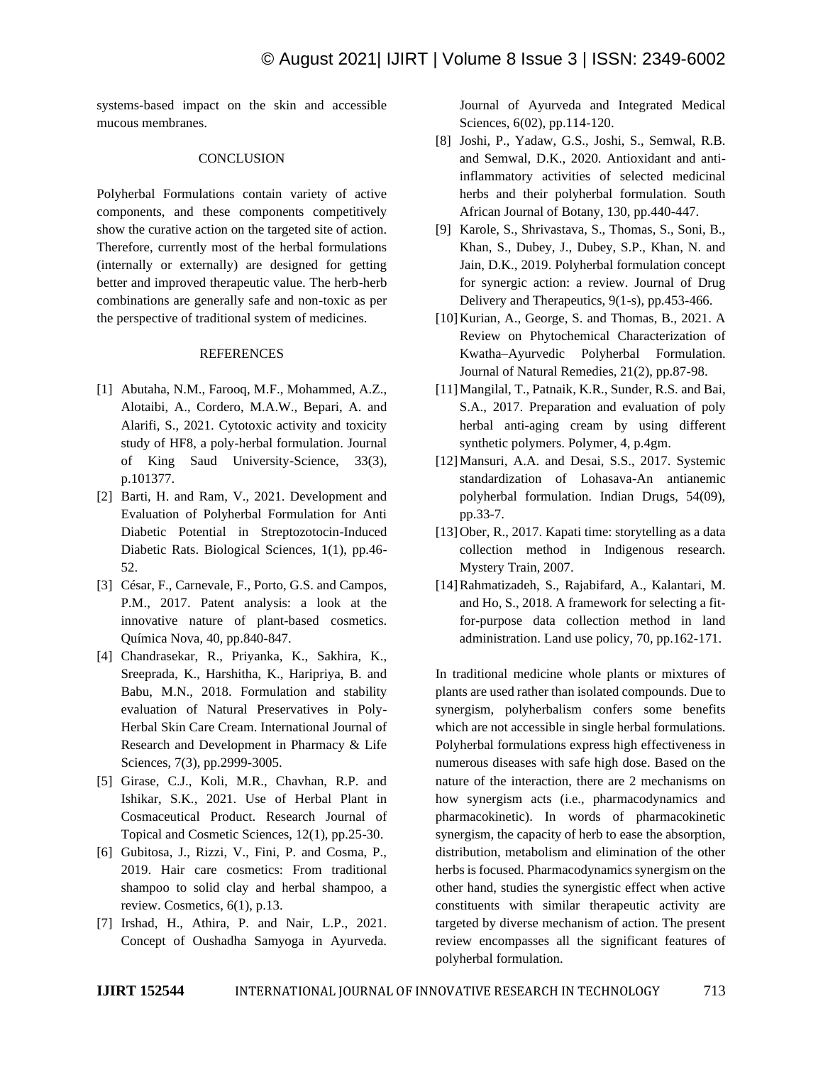systems-based impact on the skin and accessible mucous membranes.

## CONCLUSION

Polyherbal Formulations contain variety of active components, and these components competitively show the curative action on the targeted site of action. Therefore, currently most of the herbal formulations (internally or externally) are designed for getting better and improved therapeutic value. The herb-herb combinations are generally safe and non-toxic as per the perspective of traditional system of medicines.

## REFERENCES

[1] Abutaha, N.M., Farooq, M.F., Mohammed, A.Z., Alotaibi, A., Cordero, M.A.W., Bepari, A. and Alarifi, S., 2021. Cytotoxic activity and toxicity study of HF8, a poly-herbal formulation. Journal of King Saud University-Science, 33(3), p.101377.

[2] Barti, H. and Ram, V., 2021. Development and Evaluation of Polyherbal Formulation for Anti Diabetic Potential in Streptozotocin-Induced Diabetic Rats. Biological Sciences, 1(1), pp.46-52.

[3] César, F., Carnevale, F., Porto, G.S. and Campos, P.M., 2017. Patent analysis: a look at the innovative nature of plant-based cosmetics. Química Nova, 40, pp.840-847.

[4] Chandrasekar, R., Priyanka, K., Sakhira, K., Sreeprada, K., Harshitha, K., Haripriya, B. and Babu, M.N., 2018. Formulation and stability evaluation of Natural Preservatives in Poly-Herbal Skin Care Cream. International Journal of Research and Development in Pharmacy & Life Sciences, 7(3), pp.2999-3005.

[5] Girase, C.J., Koli, M.R., Chavhan, R.P. and Ishikar, S.K., 2021. Use of Herbal Plant in Cosmaceutical Product. Research Journal of Topical and Cosmetic Sciences, 12(1), pp.25-30.

[6] Gubitosa, J., Rizzi, V., Fini, P. and Cosma, P., 2019. Hair care cosmetics: From traditional shampoo to solid clay and herbal shampoo, a review. Cosmetics, 6(1), p.13.

[7] Irshad, H., Athira, P. and Nair, L.P., 2021. Concept of Oushadha Samyoga in Ayurveda. Journal of Ayurveda and Integrated Medical Sciences, 6(02), pp.114-120.

[8] Joshi, P., Yadaw, G.S., Joshi, S., Semwal, R.B. and Semwal, D.K., 2020. Antioxidant and anti-inflammatory activities of selected medicinal herbs and their polyherbal formulation. South African Journal of Botany, 130, pp.440-447.

[9] Karole, S., Shrivastava, S., Thomas, S., Soni, B., Khan, S., Dubey, J., Dubey, S.P., Khan, N. and Jain, D.K., 2019. Polyherbal formulation concept for synergic action: a review. Journal of Drug Delivery and Therapeutics, 9(1-s), pp.453-466.

[10] Kurian, A., George, S. and Thomas, B., 2021. A Review on Phytochemical Characterization of Kwatha–Ayurvedic Polyherbal Formulation. Journal of Natural Remedies, 21(2), pp.87-98.

[11] Mangilal, T., Patnaik, K.R., Sunder, R.S. and Bai, S.A., 2017. Preparation and evaluation of poly herbal anti-aging cream by using different synthetic polymers. Polymer, 4, p.4gm.

[12] Mansuri, A.A. and Desai, S.S., 2017. Systemic standardization of Lohasava-An antianemic polyherbal formulation. Indian Drugs, 54(09), pp.33-7.

[13] Ober, R., 2017. Kapati time: storytelling as a data collection method in Indigenous research. Mystery Train, 2007.

[14] Rahmatizadeh, S., Rajabifard, A., Kalantari, M. and Ho, S., 2018. A framework for selecting a fit-for-purpose data collection method in land administration. Land use policy, 70, pp.162-171.

In traditional medicine whole plants or mixtures of plants are used rather than isolated compounds. Due to synergism, polyherbalism confers some benefits which are not accessible in single herbal formulations. Polyherbal formulations express high effectiveness in numerous diseases with safe high dose. Based on the nature of the interaction, there are 2 mechanisms on how synergism acts (i.e., pharmacodynamics and pharmacokinetic). In words of pharmacokinetic synergism, the capacity of herb to ease the absorption, distribution, metabolism and elimination of the other herbs is focused. Pharmacodynamics synergism on the other hand, studies the synergistic effect when active constituents with similar therapeutic activity are targeted by diverse mechanism of action. The present review encompasses all the significant features of polyherbal formulation.